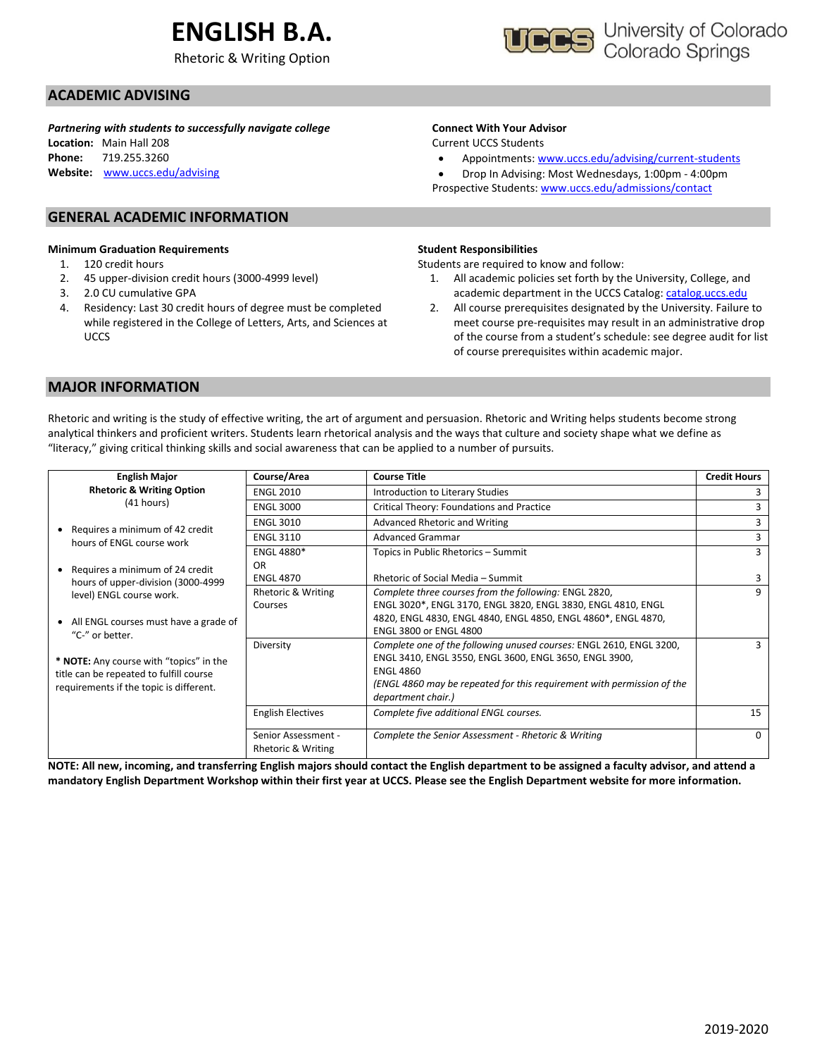# ENGLISH B.A.

Rhetoric & Writing Option

University of Colorado Colorado Springs

## ACADEMIC ADVISING

***Partnering with students to successfully navigate college***

**Location:** Main Hall 208
**Phone:** 719.255.3260
**Website:** www.uccs.edu/advising

**Connect With Your Advisor**

Current UCCS Students

- Appointments: www.uccs.edu/advising/current-students
- Drop In Advising: Most Wednesdays, 1:00pm - 4:00pm

Prospective Students: www.uccs.edu/admissions/contact

## GENERAL ACADEMIC INFORMATION

**Minimum Graduation Requirements**

1. 120 credit hours
2. 45 upper-division credit hours (3000-4999 level)
3. 2.0 CU cumulative GPA
4. Residency: Last 30 credit hours of degree must be completed while registered in the College of Letters, Arts, and Sciences at UCCS

**Student Responsibilities**

Students are required to know and follow:

1. All academic policies set forth by the University, College, and academic department in the UCCS Catalog: catalog.uccs.edu
2. All course prerequisites designated by the University. Failure to meet course pre-requisites may result in an administrative drop of the course from a student's schedule: see degree audit for list of course prerequisites within academic major.

## MAJOR INFORMATION

Rhetoric and writing is the study of effective writing, the art of argument and persuasion. Rhetoric and Writing helps students become strong analytical thinkers and proficient writers. Students learn rhetorical analysis and the ways that culture and society shape what we define as "literacy," giving critical thinking skills and social awareness that can be applied to a number of pursuits.

| **English Major Rhetoric & Writing Option** (41 hours) | **Course/Area** | **Course Title** | **Credit Hours** |
|---|---|---|---|
| • Requires a minimum of 42 credit hours of ENGL course work | ENGL 2010 | Introduction to Literary Studies | 3 |
| • Requires a minimum of 24 credit hours of upper-division (3000-4999 level) ENGL course work. | ENGL 3000 | Critical Theory: Foundations and Practice | 3 |
| • All ENGL courses must have a grade of "C-" or better. | ENGL 3010 | Advanced Rhetoric and Writing | 3 |
| **\* NOTE:** Any course with "topics" in the title can be repeated to fulfill course requirements if the topic is different. | ENGL 3110 | Advanced Grammar | 3 |
| | ENGL 4880* OR ENGL 4870 | Topics in Public Rhetorics – Summit<br><br>Rhetoric of Social Media – Summit | 3<br><br>3 |
| | Rhetoric & Writing Courses | *Complete three courses from the following:* ENGL 2820, ENGL 3020*, ENGL 3170, ENGL 3820, ENGL 3830, ENGL 4810, ENGL 4820, ENGL 4830, ENGL 4840, ENGL 4850, ENGL 4860*, ENGL 4870, ENGL 3800 or ENGL 4800 | 9 |
| | Diversity | *Complete one of the following unused courses:* ENGL 2610, ENGL 3200, ENGL 3410, ENGL 3550, ENGL 3600, ENGL 3650, ENGL 3900, ENGL 4860<br>*(ENGL 4860 may be repeated for this requirement with permission of the department chair.)* | 3 |
| | English Electives | *Complete five additional ENGL courses.* | 15 |
| | Senior Assessment - Rhetoric & Writing | *Complete the Senior Assessment - Rhetoric & Writing* | 0 |

**NOTE: All new, incoming, and transferring English majors should contact the English department to be assigned a faculty advisor, and attend a mandatory English Department Workshop within their first year at UCCS. Please see the English Department website for more information.**

2019-2020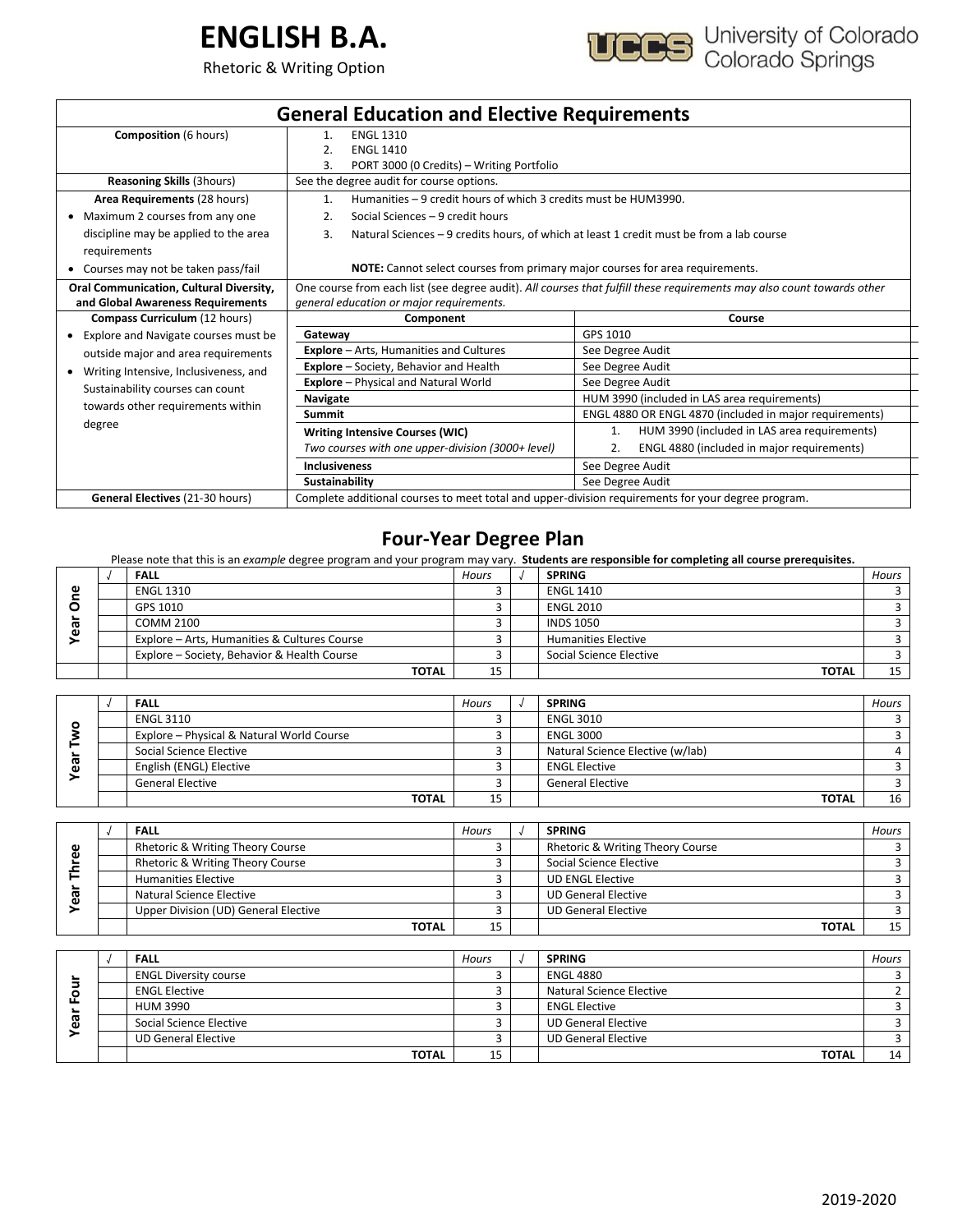# ENGLISH B.A.

Rhetoric & Writing Option

University of Colorado Colorado Springs

## General Education and Elective Requirements

| | | |
|---|---|---|
| **Composition** (6 hours) | 1. ENGL 1310<br>2. ENGL 1410<br>3. PORT 3000 (0 Credits) – Writing Portfolio | |
| **Reasoning Skills** (3hours) | See the degree audit for course options. | |
| **Area Requirements** (28 hours)<br>• Maximum 2 courses from any one discipline may be applied to the area requirements<br>• Courses may not be taken pass/fail | 1. Humanities – 9 credit hours of which 3 credits must be HUM3990.<br>2. Social Sciences – 9 credit hours<br>3. Natural Sciences – 9 credits hours, of which at least 1 credit must be from a lab course<br><br>**NOTE:** Cannot select courses from primary major courses for area requirements. | |
| **Oral Communication, Cultural Diversity, and Global Awareness Requirements** | One course from each list (see degree audit). *All courses that fulfill these requirements may also count towards other general education or major requirements.* | |
| **Compass Curriculum** (12 hours)<br>• Explore and Navigate courses must be outside major and area requirements<br>• Writing Intensive, Inclusiveness, and Sustainability courses can count towards other requirements within degree | **Component** | **Course** |
| | **Gateway** | GPS 1010 |
| | **Explore** – Arts, Humanities and Cultures | See Degree Audit |
| | **Explore** – Society, Behavior and Health | See Degree Audit |
| | **Explore** – Physical and Natural World | See Degree Audit |
| | **Navigate** | HUM 3990 (included in LAS area requirements) |
| | **Summit** | ENGL 4880 OR ENGL 4870 (included in major requirements) |
| | **Writing Intensive Courses (WIC)**<br>*Two courses with one upper-division (3000+ level)* | 1. HUM 3990 (included in LAS area requirements)<br>2. ENGL 4880 (included in major requirements) |
| | **Inclusiveness** | See Degree Audit |
| | **Sustainability** | See Degree Audit |
| **General Electives** (21-30 hours) | Complete additional courses to meet total and upper-division requirements for your degree program. | |

## Four-Year Degree Plan

Please note that this is an *example* degree program and your program may vary. **Students are responsible for completing all course prerequisites.**

| Year One | √ | FALL | Hours | √ | SPRING | Hours |
|---|---|---|---|---|---|---|
| | | ENGL 1310 | 3 | | ENGL 1410 | 3 |
| | | GPS 1010 | 3 | | ENGL 2010 | 3 |
| | | COMM 2100 | 3 | | INDS 1050 | 3 |
| | | Explore – Arts, Humanities & Cultures Course | 3 | | Humanities Elective | 3 |
| | | Explore – Society, Behavior & Health Course | 3 | | Social Science Elective | 3 |
| | | **TOTAL** | 15 | | **TOTAL** | 15 |

| Year Two | √ | FALL | Hours | √ | SPRING | Hours |
|---|---|---|---|---|---|---|
| | | ENGL 3110 | 3 | | ENGL 3010 | 3 |
| | | Explore – Physical & Natural World Course | 3 | | ENGL 3000 | 3 |
| | | Social Science Elective | 3 | | Natural Science Elective (w/lab) | 4 |
| | | English (ENGL) Elective | 3 | | ENGL Elective | 3 |
| | | General Elective | 3 | | General Elective | 3 |
| | | **TOTAL** | 15 | | **TOTAL** | 16 |

| Year Three | √ | FALL | Hours | √ | SPRING | Hours |
|---|---|---|---|---|---|---|
| | | Rhetoric & Writing Theory Course | 3 | | Rhetoric & Writing Theory Course | 3 |
| | | Rhetoric & Writing Theory Course | 3 | | Social Science Elective | 3 |
| | | Humanities Elective | 3 | | UD ENGL Elective | 3 |
| | | Natural Science Elective | 3 | | UD General Elective | 3 |
| | | Upper Division (UD) General Elective | 3 | | UD General Elective | 3 |
| | | **TOTAL** | 15 | | **TOTAL** | 15 |

| Year Four | √ | FALL | Hours | √ | SPRING | Hours |
|---|---|---|---|---|---|---|
| | | ENGL Diversity course | 3 | | ENGL 4880 | 3 |
| | | ENGL Elective | 3 | | Natural Science Elective | 2 |
| | | HUM 3990 | 3 | | ENGL Elective | 3 |
| | | Social Science Elective | 3 | | UD General Elective | 3 |
| | | UD General Elective | 3 | | UD General Elective | 3 |
| | | **TOTAL** | 15 | | **TOTAL** | 14 |

2019-2020